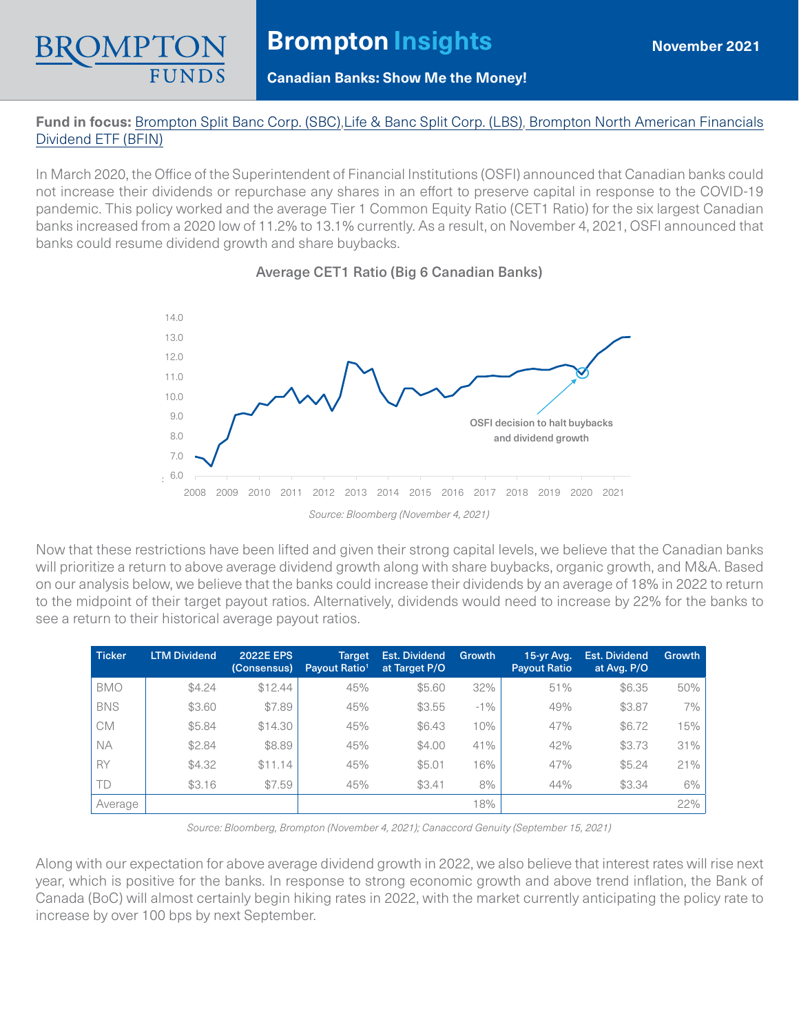# Brompton Insights

November 2021

## Canadian Banks: Show Me the Money!

**Fund in focus:** Brompton Split Banc Corp. (SBC), Life & Banc Split Corp. (LBS), Brompton North American Financials Dividend ETF (BFIN)

In March 2020, the Office of the Superintendent of Financial Institutions (OSFI) announced that Canadian banks could not increase their dividends or repurchase any shares in an effort to preserve capital in response to the COVID-19 pandemic. This policy worked and the average Tier 1 Common Equity Ratio (CET1 Ratio) for the six largest Canadian banks increased from a 2020 low of 11.2% to 13.1% currently. As a result, on November 4, 2021, OSFI announced that banks could resume dividend growth and share buybacks.

**Average CET1 Ratio (Big 6 Canadian Banks)**

*Source: Bloomberg (November 4, 2021)*

Now that these restrictions have been lifted and given their strong capital levels, we believe that the Canadian banks will prioritize a return to above average dividend growth along with share buybacks, organic growth, and M&A. Based on our analysis below, we believe that the banks could increase their dividends by an average of 18% in 2022 to return to the midpoint of their target payout ratios. Alternatively, dividends would need to increase by 22% for the banks to see a return to their historical average payout ratios.

| Ticker | LTM Dividend | 2022E EPS (Consensus) | Target Payout Ratio[1] | Est. Dividend at Target P/O | Growth | 15-yr Avg. Payout Ratio | Est. Dividend at Avg. P/O | Growth |
|---|---|---|---|---|---|---|---|---|
| BMO | $4.24 | $12.44 | 45% | $5.60 | 32% | 51% | $6.35 | 50% |
| BNS | $3.60 | $7.89 | 45% | $3.55 | -1% | 49% | $3.87 | 7% |
| CM | $5.84 | $14.30 | 45% | $6.43 | 10% | 47% | $6.72 | 15% |
| NA | $2.84 | $8.89 | 45% | $4.00 | 41% | 42% | $3.73 | 31% |
| RY | $4.32 | $11.14 | 45% | $5.01 | 16% | 47% | $5.24 | 21% |
| TD | $3.16 | $7.59 | 45% | $3.41 | 8% | 44% | $3.34 | 6% |
| Average | | | | | 18% | | | 22% |

*Source: Bloomberg, Brompton (November 4, 2021); Canaccord Genuity (September 15, 2021)*

Along with our expectation for above average dividend growth in 2022, we also believe that interest rates will rise next year, which is positive for the banks. In response to strong economic growth and above trend inflation, the Bank of Canada (BoC) will almost certainly begin hiking rates in 2022, with the market currently anticipating the policy rate to increase by over 100 bps by next September.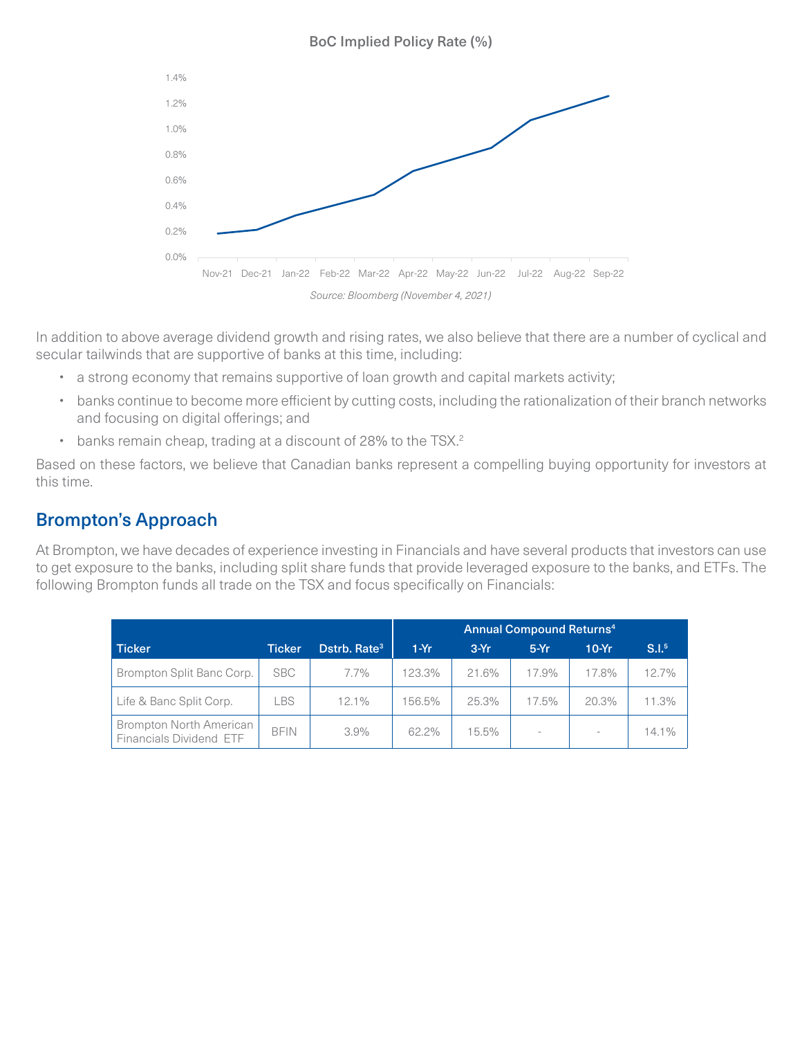BoC Implied Policy Rate (%)

*Source: Bloomberg (November 4, 2021)*

In addition to above average dividend growth and rising rates, we also believe that there are a number of cyclical and secular tailwinds that are supportive of banks at this time, including:

- a strong economy that remains supportive of loan growth and capital markets activity;
- banks continue to become more efficient by cutting costs, including the rationalization of their branch networks and focusing on digital offerings; and
- banks remain cheap, trading at a discount of 28% to the TSX.[2]

Based on these factors, we believe that Canadian banks represent a compelling buying opportunity for investors at this time.

## Brompton's Approach

At Brompton, we have decades of experience investing in Financials and have several products that investors can use to get exposure to the banks, including split share funds that provide leveraged exposure to the banks, and ETFs. The following Brompton funds all trade on the TSX and focus specifically on Financials:

| | | | Annual Compound Returns[4] | | | | |
|---|---|---|---|---|---|---|---|
| Ticker | Ticker | Dstrb. Rate[3] | 1-Yr | 3-Yr | 5-Yr | 10-Yr | S.I.[5] |
| Brompton Split Banc Corp. | SBC | 7.7% | 123.3% | 21.6% | 17.9% | 17.8% | 12.7% |
| Life & Banc Split Corp. | LBS | 12.1% | 156.5% | 25.3% | 17.5% | 20.3% | 11.3% |
| Brompton North American Financials Dividend ETF | BFIN | 3.9% | 62.2% | 15.5% | - | - | 14.1% |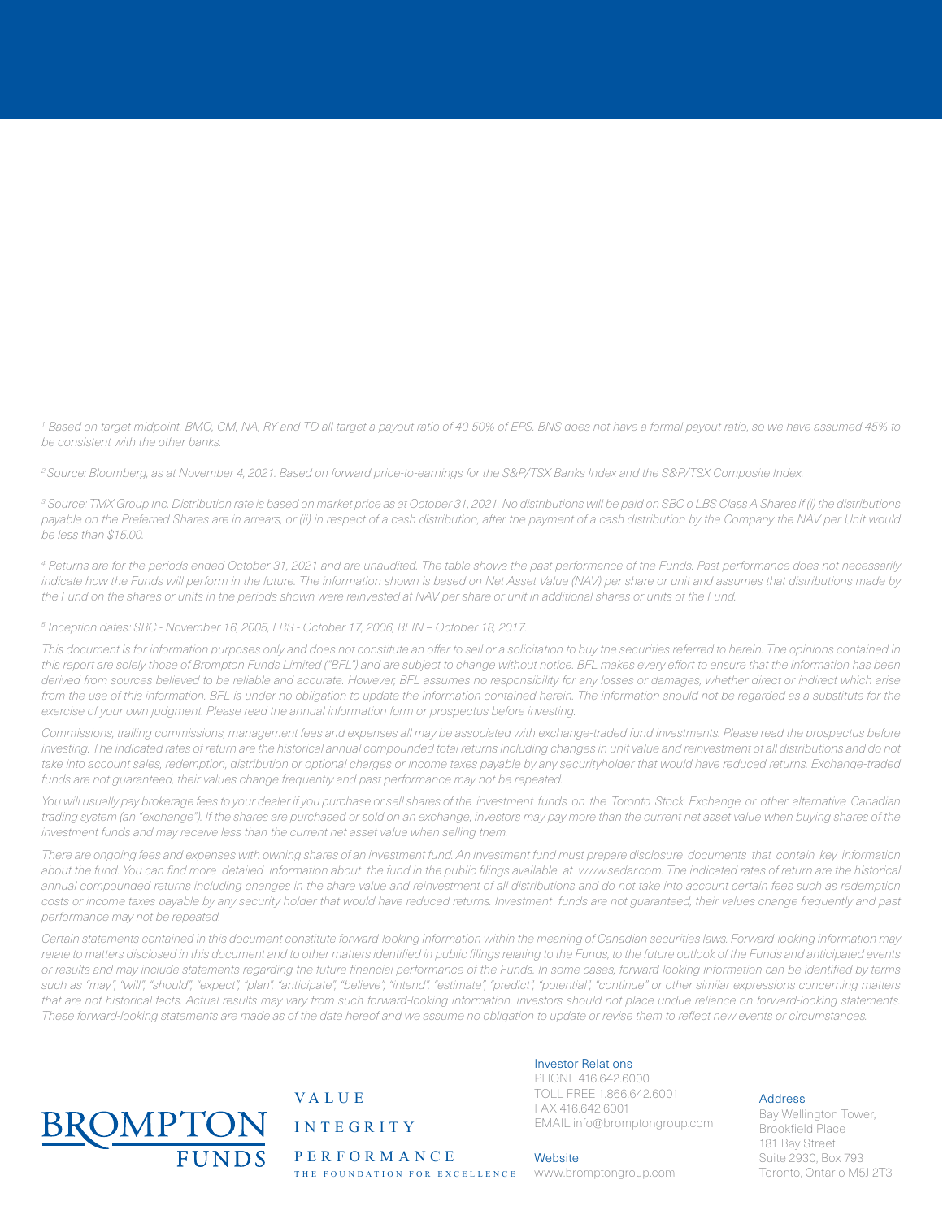[1] *Based on target midpoint. BMO, CM, NA, RY and TD all target a payout ratio of 40-50% of EPS. BNS does not have a formal payout ratio, so we have assumed 45% to be consistent with the other banks.*

[2] *Source: Bloomberg, as at November 4, 2021. Based on forward price-to-earnings for the S&P/TSX Banks Index and the S&P/TSX Composite Index.*

[3] *Source: TMX Group Inc. Distribution rate is based on market price as at October 31, 2021. No distributions will be paid on SBC o LBS Class A Shares if (i) the distributions payable on the Preferred Shares are in arrears, or (ii) in respect of a cash distribution, after the payment of a cash distribution by the Company the NAV per Unit would be less than $15.00.*

[4] *Returns are for the periods ended October 31, 2021 and are unaudited. The table shows the past performance of the Funds. Past performance does not necessarily indicate how the Funds will perform in the future. The information shown is based on Net Asset Value (NAV) per share or unit and assumes that distributions made by the Fund on the shares or units in the periods shown were reinvested at NAV per share or unit in additional shares or units of the Fund.*

[5] *Inception dates: SBC - November 16, 2005, LBS - October 17, 2006, BFIN – October 18, 2017.*

*This document is for information purposes only and does not constitute an offer to sell or a solicitation to buy the securities referred to herein. The opinions contained in this report are solely those of Brompton Funds Limited ("BFL") and are subject to change without notice. BFL makes every effort to ensure that the information has been derived from sources believed to be reliable and accurate. However, BFL assumes no responsibility for any losses or damages, whether direct or indirect which arise from the use of this information. BFL is under no obligation to update the information contained herein. The information should not be regarded as a substitute for the exercise of your own judgment. Please read the annual information form or prospectus before investing.*

*Commissions, trailing commissions, management fees and expenses all may be associated with exchange-traded fund investments. Please read the prospectus before investing. The indicated rates of return are the historical annual compounded total returns including changes in unit value and reinvestment of all distributions and do not take into account sales, redemption, distribution or optional charges or income taxes payable by any securityholder that would have reduced returns. Exchange-traded funds are not guaranteed, their values change frequently and past performance may not be repeated.*

*You will usually pay brokerage fees to your dealer if you purchase or sell shares of the investment funds on the Toronto Stock Exchange or other alternative Canadian trading system (an "exchange"). If the shares are purchased or sold on an exchange, investors may pay more than the current net asset value when buying shares of the investment funds and may receive less than the current net asset value when selling them.*

*There are ongoing fees and expenses with owning shares of an investment fund. An investment fund must prepare disclosure documents that contain key information about the fund. You can find more detailed information about the fund in the public filings available at www.sedar.com. The indicated rates of return are the historical annual compounded returns including changes in the share value and reinvestment of all distributions and do not take into account certain fees such as redemption costs or income taxes payable by any security holder that would have reduced returns. Investment funds are not guaranteed, their values change frequently and past performance may not be repeated.*

*Certain statements contained in this document constitute forward-looking information within the meaning of Canadian securities laws. Forward-looking information may relate to matters disclosed in this document and to other matters identified in public filings relating to the Funds, to the future outlook of the Funds and anticipated events or results and may include statements regarding the future financial performance of the Funds. In some cases, forward-looking information can be identified by terms such as "may", "will", "should", "expect", "plan", "anticipate", "believe", "intend", "estimate", "predict", "potential", "continue" or other similar expressions concerning matters that are not historical facts. Actual results may vary from such forward-looking information. Investors should not place undue reliance on forward-looking statements. These forward-looking statements are made as of the date hereof and we assume no obligation to update or revise them to reflect new events or circumstances.*

BROMPTON FUNDS

VALUE
INTEGRITY
PERFORMANCE
THE FOUNDATION FOR EXCELLENCE

**Investor Relations**
PHONE 416.642.6000
TOLL FREE 1.866.642.6001
FAX 416.642.6001
EMAIL info@bromptongroup.com

**Website**
www.bromptongroup.com

**Address**
Bay Wellington Tower,
Brookfield Place
181 Bay Street
Suite 2930, Box 793
Toronto, Ontario M5J 2T3